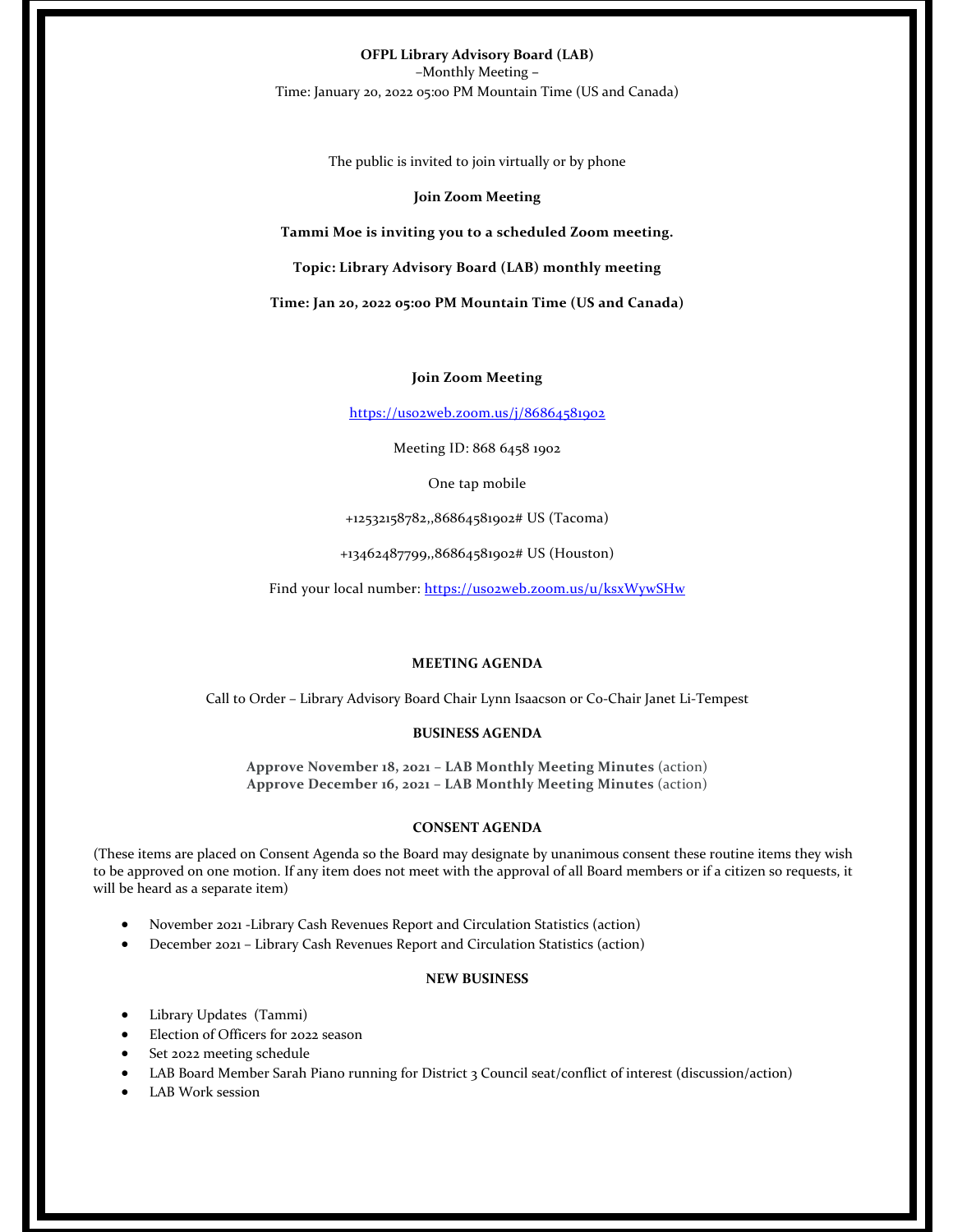**OFPL Library Advisory Board (LAB)**

–Monthly Meeting –

Time: January 20, 2022 05:00 PM Mountain Time (US and Canada)

The public is invited to join virtually or by phone

**Join Zoom Meeting**

**Tammi Moe is inviting you to a scheduled Zoom meeting.**

**Topic: Library Advisory Board (LAB) monthly meeting**

**Time: Jan 20, 2022 05:00 PM Mountain Time (US and Canada)**

**Join Zoom Meeting**

https://us02web.zoom.us/j/86864581902

Meeting ID: 868 6458 1902

One tap mobile

+12532158782,,86864581902# US (Tacoma)

+13462487799,,86864581902# US (Houston)

Find your local number: https://us02web.zoom.us/u/ksxWywSHw

## MEETING AGENDA

Call to Order – Library Advisory Board Chair Lynn Isaacson or Co-Chair Janet Li-Tempest

## BUSINESS AGENDA

**Approve November 18, 2021 – LAB Monthly Meeting Minutes** (action)
**Approve December 16, 2021 – LAB Monthly Meeting Minutes** (action)

## CONSENT AGENDA

(These items are placed on Consent Agenda so the Board may designate by unanimous consent these routine items they wish to be approved on one motion. If any item does not meet with the approval of all Board members or if a citizen so requests, it will be heard as a separate item)

- November 2021 -Library Cash Revenues Report and Circulation Statistics (action)
- December 2021 – Library Cash Revenues Report and Circulation Statistics (action)

## NEW BUSINESS

- Library Updates (Tammi)
- Election of Officers for 2022 season
- Set 2022 meeting schedule
- LAB Board Member Sarah Piano running for District 3 Council seat/conflict of interest (discussion/action)
- LAB Work session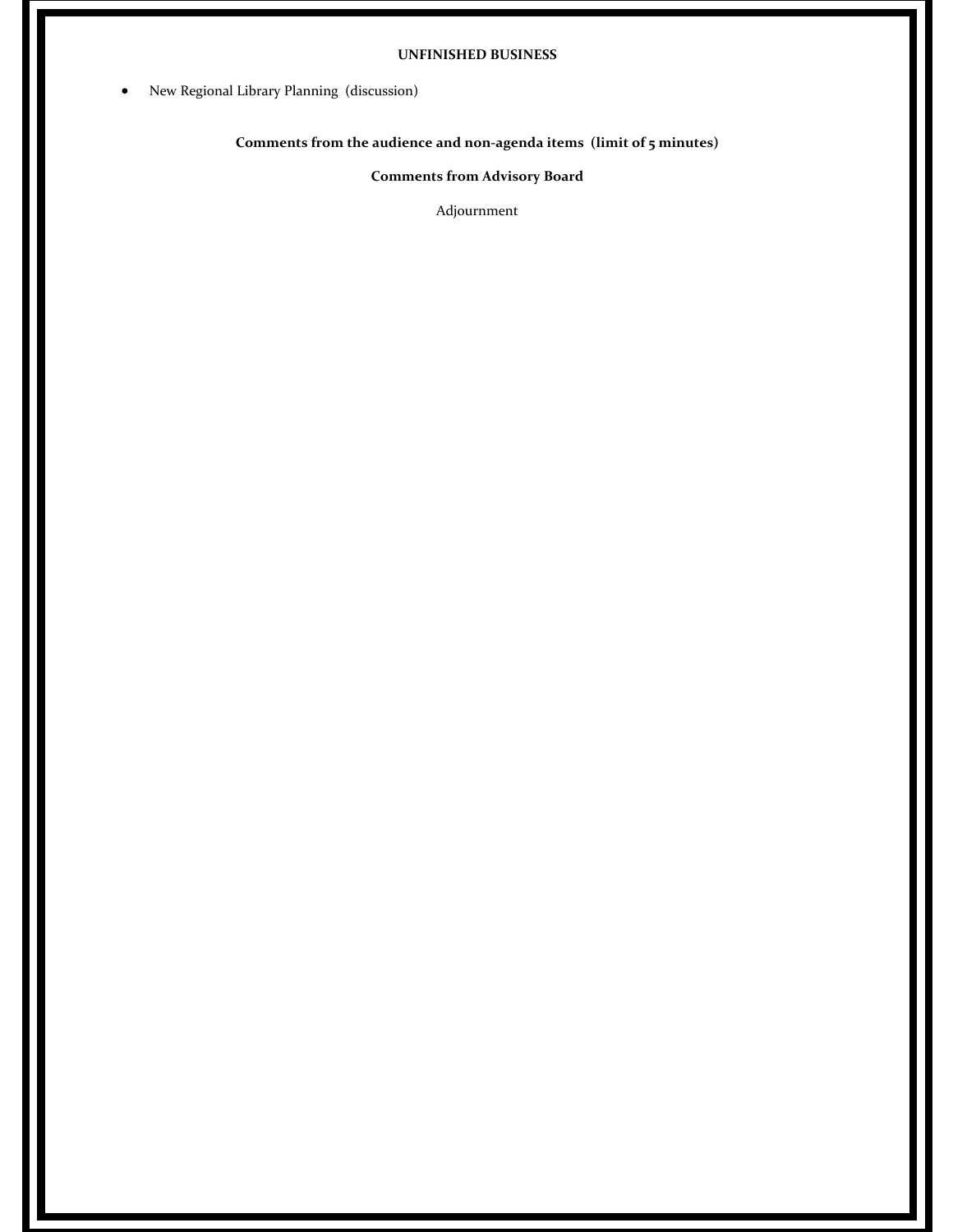**UNFINISHED BUSINESS**

- New Regional Library Planning (discussion)

**Comments from the audience and non-agenda items (limit of 5 minutes)**

**Comments from Advisory Board**

Adjournment